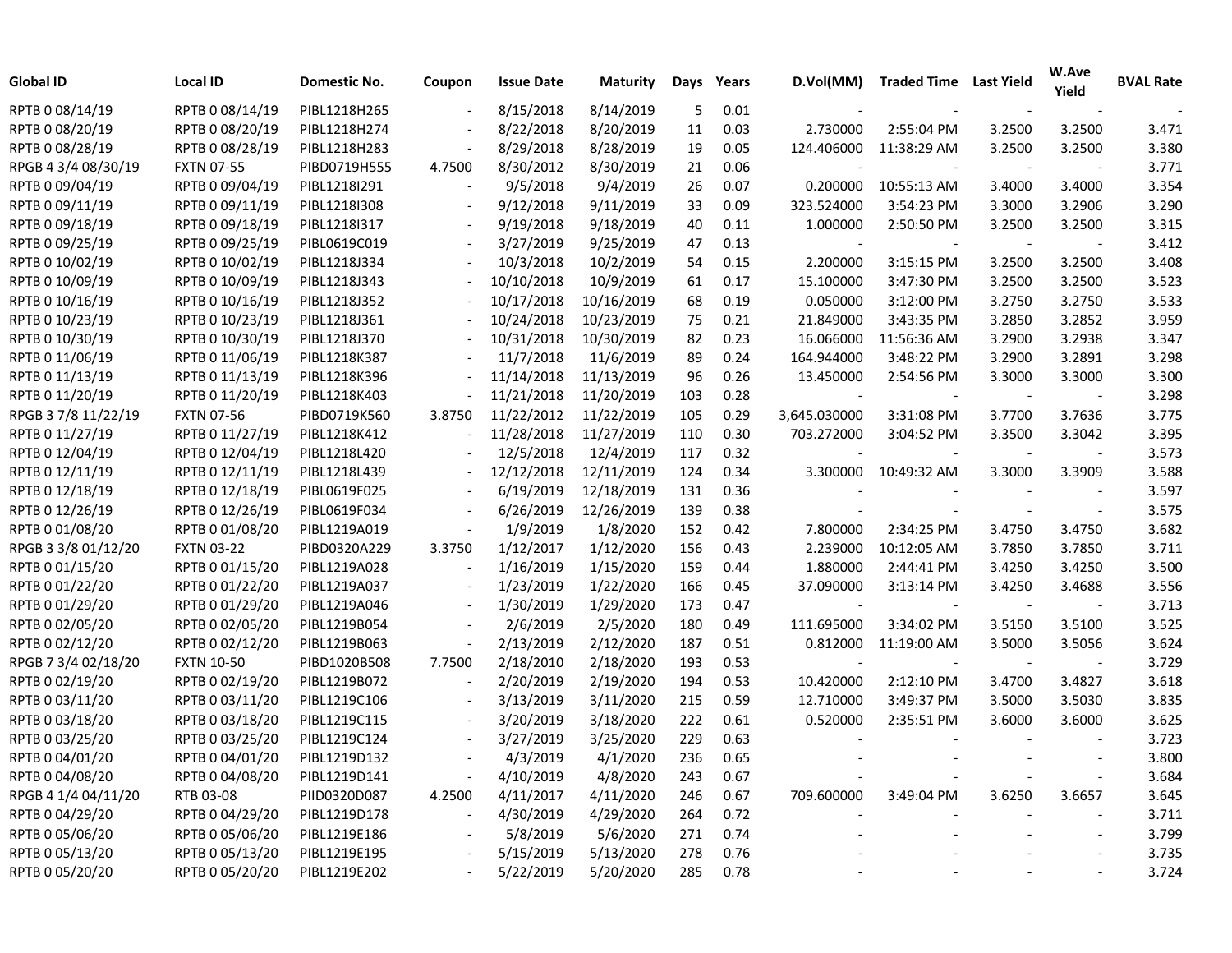| Global ID | Local ID | Domestic No. | Coupon | Issue Date | Maturity | Days | Years | D.Vol(MM) | Traded Time | Last Yield | W.Ave Yield | BVAL Rate |
|---|---|---|---|---|---|---|---|---|---|---|---|---|
| RPTB 0 08/14/19 | RPTB 0 08/14/19 | PIBL1218H265 | - | 8/15/2018 | 8/14/2019 | 5 | 0.01 | - | - | - | - | - |
| RPTB 0 08/20/19 | RPTB 0 08/20/19 | PIBL1218H274 | - | 8/22/2018 | 8/20/2019 | 11 | 0.03 | 2.730000 | 2:55:04 PM | 3.2500 | 3.2500 | 3.471 |
| RPTB 0 08/28/19 | RPTB 0 08/28/19 | PIBL1218H283 | - | 8/29/2018 | 8/28/2019 | 19 | 0.05 | 124.406000 | 11:38:29 AM | 3.2500 | 3.2500 | 3.380 |
| RPGB 4 3/4 08/30/19 | FXTN 07-55 | PIBD0719H555 | 4.7500 | 8/30/2012 | 8/30/2019 | 21 | 0.06 | - | - | - | - | 3.771 |
| RPTB 0 09/04/19 | RPTB 0 09/04/19 | PIBL1218I291 | - | 9/5/2018 | 9/4/2019 | 26 | 0.07 | 0.200000 | 10:55:13 AM | 3.4000 | 3.4000 | 3.354 |
| RPTB 0 09/11/19 | RPTB 0 09/11/19 | PIBL1218I308 | - | 9/12/2018 | 9/11/2019 | 33 | 0.09 | 323.524000 | 3:54:23 PM | 3.3000 | 3.2906 | 3.290 |
| RPTB 0 09/18/19 | RPTB 0 09/18/19 | PIBL1218I317 | - | 9/19/2018 | 9/18/2019 | 40 | 0.11 | 1.000000 | 2:50:50 PM | 3.2500 | 3.2500 | 3.315 |
| RPTB 0 09/25/19 | RPTB 0 09/25/19 | PIBL0619C019 | - | 3/27/2019 | 9/25/2019 | 47 | 0.13 | - | - | - | - | 3.412 |
| RPTB 0 10/02/19 | RPTB 0 10/02/19 | PIBL1218J334 | - | 10/3/2018 | 10/2/2019 | 54 | 0.15 | 2.200000 | 3:15:15 PM | 3.2500 | 3.2500 | 3.408 |
| RPTB 0 10/09/19 | RPTB 0 10/09/19 | PIBL1218J343 | - | 10/10/2018 | 10/9/2019 | 61 | 0.17 | 15.100000 | 3:47:30 PM | 3.2500 | 3.2500 | 3.523 |
| RPTB 0 10/16/19 | RPTB 0 10/16/19 | PIBL1218J352 | - | 10/17/2018 | 10/16/2019 | 68 | 0.19 | 0.050000 | 3:12:00 PM | 3.2750 | 3.2750 | 3.533 |
| RPTB 0 10/23/19 | RPTB 0 10/23/19 | PIBL1218J361 | - | 10/24/2018 | 10/23/2019 | 75 | 0.21 | 21.849000 | 3:43:35 PM | 3.2850 | 3.2852 | 3.959 |
| RPTB 0 10/30/19 | RPTB 0 10/30/19 | PIBL1218J370 | - | 10/31/2018 | 10/30/2019 | 82 | 0.23 | 16.066000 | 11:56:36 AM | 3.2900 | 3.2938 | 3.347 |
| RPTB 0 11/06/19 | RPTB 0 11/06/19 | PIBL1218K387 | - | 11/7/2018 | 11/6/2019 | 89 | 0.24 | 164.944000 | 3:48:22 PM | 3.2900 | 3.2891 | 3.298 |
| RPTB 0 11/13/19 | RPTB 0 11/13/19 | PIBL1218K396 | - | 11/14/2018 | 11/13/2019 | 96 | 0.26 | 13.450000 | 2:54:56 PM | 3.3000 | 3.3000 | 3.300 |
| RPTB 0 11/20/19 | RPTB 0 11/20/19 | PIBL1218K403 | - | 11/21/2018 | 11/20/2019 | 103 | 0.28 | - | - | - | - | 3.298 |
| RPGB 3 7/8 11/22/19 | FXTN 07-56 | PIBD0719K560 | 3.8750 | 11/22/2012 | 11/22/2019 | 105 | 0.29 | 3,645.030000 | 3:31:08 PM | 3.7700 | 3.7636 | 3.775 |
| RPTB 0 11/27/19 | RPTB 0 11/27/19 | PIBL1218K412 | - | 11/28/2018 | 11/27/2019 | 110 | 0.30 | 703.272000 | 3:04:52 PM | 3.3500 | 3.3042 | 3.395 |
| RPTB 0 12/04/19 | RPTB 0 12/04/19 | PIBL1218L420 | - | 12/5/2018 | 12/4/2019 | 117 | 0.32 | - | - | - | - | 3.573 |
| RPTB 0 12/11/19 | RPTB 0 12/11/19 | PIBL1218L439 | - | 12/12/2018 | 12/11/2019 | 124 | 0.34 | 3.300000 | 10:49:32 AM | 3.3000 | 3.3909 | 3.588 |
| RPTB 0 12/18/19 | RPTB 0 12/18/19 | PIBL0619F025 | - | 6/19/2019 | 12/18/2019 | 131 | 0.36 | - | - | - | - | 3.597 |
| RPTB 0 12/26/19 | RPTB 0 12/26/19 | PIBL0619F034 | - | 6/26/2019 | 12/26/2019 | 139 | 0.38 | - | - | - | - | 3.575 |
| RPTB 0 01/08/20 | RPTB 0 01/08/20 | PIBL1219A019 | - | 1/9/2019 | 1/8/2020 | 152 | 0.42 | 7.800000 | 2:34:25 PM | 3.4750 | 3.4750 | 3.682 |
| RPGB 3 3/8 01/12/20 | FXTN 03-22 | PIBD0320A229 | 3.3750 | 1/12/2017 | 1/12/2020 | 156 | 0.43 | 2.239000 | 10:12:05 AM | 3.7850 | 3.7850 | 3.711 |
| RPTB 0 01/15/20 | RPTB 0 01/15/20 | PIBL1219A028 | - | 1/16/2019 | 1/15/2020 | 159 | 0.44 | 1.880000 | 2:44:41 PM | 3.4250 | 3.4250 | 3.500 |
| RPTB 0 01/22/20 | RPTB 0 01/22/20 | PIBL1219A037 | - | 1/23/2019 | 1/22/2020 | 166 | 0.45 | 37.090000 | 3:13:14 PM | 3.4250 | 3.4688 | 3.556 |
| RPTB 0 01/29/20 | RPTB 0 01/29/20 | PIBL1219A046 | - | 1/30/2019 | 1/29/2020 | 173 | 0.47 | - | - | - | - | 3.713 |
| RPTB 0 02/05/20 | RPTB 0 02/05/20 | PIBL1219B054 | - | 2/6/2019 | 2/5/2020 | 180 | 0.49 | 111.695000 | 3:34:02 PM | 3.5150 | 3.5100 | 3.525 |
| RPTB 0 02/12/20 | RPTB 0 02/12/20 | PIBL1219B063 | - | 2/13/2019 | 2/12/2020 | 187 | 0.51 | 0.812000 | 11:19:00 AM | 3.5000 | 3.5056 | 3.624 |
| RPGB 7 3/4 02/18/20 | FXTN 10-50 | PIBD1020B508 | 7.7500 | 2/18/2010 | 2/18/2020 | 193 | 0.53 | - | - | - | - | 3.729 |
| RPTB 0 02/19/20 | RPTB 0 02/19/20 | PIBL1219B072 | - | 2/20/2019 | 2/19/2020 | 194 | 0.53 | 10.420000 | 2:12:10 PM | 3.4700 | 3.4827 | 3.618 |
| RPTB 0 03/11/20 | RPTB 0 03/11/20 | PIBL1219C106 | - | 3/13/2019 | 3/11/2020 | 215 | 0.59 | 12.710000 | 3:49:37 PM | 3.5000 | 3.5030 | 3.835 |
| RPTB 0 03/18/20 | RPTB 0 03/18/20 | PIBL1219C115 | - | 3/20/2019 | 3/18/2020 | 222 | 0.61 | 0.520000 | 2:35:51 PM | 3.6000 | 3.6000 | 3.625 |
| RPTB 0 03/25/20 | RPTB 0 03/25/20 | PIBL1219C124 | - | 3/27/2019 | 3/25/2020 | 229 | 0.63 | - | - | - | - | 3.723 |
| RPTB 0 04/01/20 | RPTB 0 04/01/20 | PIBL1219D132 | - | 4/3/2019 | 4/1/2020 | 236 | 0.65 | - | - | - | - | 3.800 |
| RPTB 0 04/08/20 | RPTB 0 04/08/20 | PIBL1219D141 | - | 4/10/2019 | 4/8/2020 | 243 | 0.67 | - | - | - | - | 3.684 |
| RPGB 4 1/4 04/11/20 | RTB 03-08 | PIID0320D087 | 4.2500 | 4/11/2017 | 4/11/2020 | 246 | 0.67 | 709.600000 | 3:49:04 PM | 3.6250 | 3.6657 | 3.645 |
| RPTB 0 04/29/20 | RPTB 0 04/29/20 | PIBL1219D178 | - | 4/30/2019 | 4/29/2020 | 264 | 0.72 | - | - | - | - | 3.711 |
| RPTB 0 05/06/20 | RPTB 0 05/06/20 | PIBL1219E186 | - | 5/8/2019 | 5/6/2020 | 271 | 0.74 | - | - | - | - | 3.799 |
| RPTB 0 05/13/20 | RPTB 0 05/13/20 | PIBL1219E195 | - | 5/15/2019 | 5/13/2020 | 278 | 0.76 | - | - | - | - | 3.735 |
| RPTB 0 05/20/20 | RPTB 0 05/20/20 | PIBL1219E202 | - | 5/22/2019 | 5/20/2020 | 285 | 0.78 | - | - | - | - | 3.724 |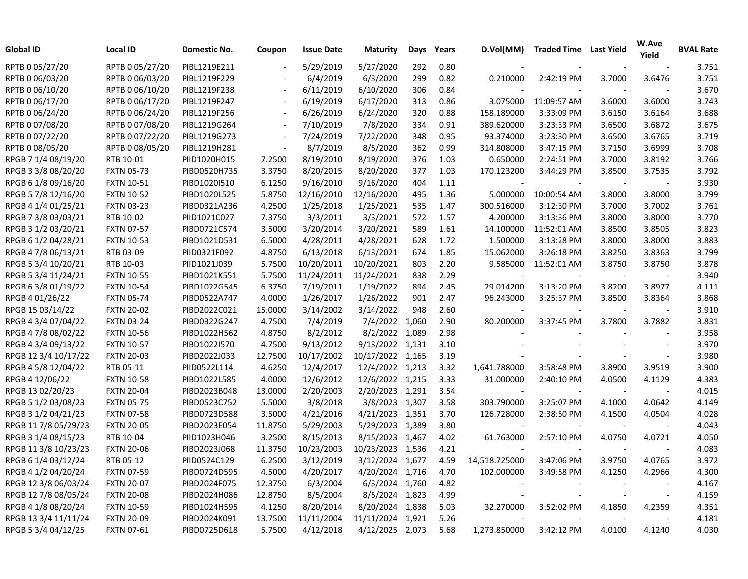| Global ID | Local ID | Domestic No. | Coupon | Issue Date | Maturity | Days | Years | D.Vol(MM) | Traded Time | Last Yield | W.Ave Yield | BVAL Rate |
|---|---|---|---|---|---|---|---|---|---|---|---|---|
| RPTB 0 05/27/20 | RPTB 0 05/27/20 | PIBL1219E211 | - | 5/29/2019 | 5/27/2020 | 292 | 0.80 | - | - | - | - | 3.751 |
| RPTB 0 06/03/20 | RPTB 0 06/03/20 | PIBL1219F229 | - | 6/4/2019 | 6/3/2020 | 299 | 0.82 | 0.210000 | 2:42:19 PM | 3.7000 | 3.6476 | 3.751 |
| RPTB 0 06/10/20 | RPTB 0 06/10/20 | PIBL1219F238 | - | 6/11/2019 | 6/10/2020 | 306 | 0.84 | - | - | - | - | 3.670 |
| RPTB 0 06/17/20 | RPTB 0 06/17/20 | PIBL1219F247 | - | 6/19/2019 | 6/17/2020 | 313 | 0.86 | 3.075000 | 11:09:57 AM | 3.6000 | 3.6000 | 3.743 |
| RPTB 0 06/24/20 | RPTB 0 06/24/20 | PIBL1219F256 | - | 6/26/2019 | 6/24/2020 | 320 | 0.88 | 158.189000 | 3:33:09 PM | 3.6150 | 3.6164 | 3.688 |
| RPTB 0 07/08/20 | RPTB 0 07/08/20 | PIBL1219G264 | - | 7/10/2019 | 7/8/2020 | 334 | 0.91 | 389.620000 | 3:23:33 PM | 3.6500 | 3.6872 | 3.675 |
| RPTB 0 07/22/20 | RPTB 0 07/22/20 | PIBL1219G273 | - | 7/24/2019 | 7/22/2020 | 348 | 0.95 | 93.374000 | 3:23:30 PM | 3.6500 | 3.6765 | 3.719 |
| RPTB 0 08/05/20 | RPTB 0 08/05/20 | PIBL1219H281 | - | 8/7/2019 | 8/5/2020 | 362 | 0.99 | 314.808000 | 3:47:15 PM | 3.7150 | 3.6999 | 3.708 |
| RPGB 7 1/4 08/19/20 | RTB 10-01 | PIID1020H015 | 7.2500 | 8/19/2010 | 8/19/2020 | 376 | 1.03 | 0.650000 | 2:24:51 PM | 3.7000 | 3.8192 | 3.766 |
| RPGB 3 3/8 08/20/20 | FXTN 05-73 | PIBD0520H735 | 3.3750 | 8/20/2015 | 8/20/2020 | 377 | 1.03 | 170.123200 | 3:44:29 PM | 3.8500 | 3.7535 | 3.792 |
| RPGB 6 1/8 09/16/20 | FXTN 10-51 | PIBD1020I510 | 6.1250 | 9/16/2010 | 9/16/2020 | 404 | 1.11 | - | - | - | - | 3.930 |
| RPGB 5 7/8 12/16/20 | FXTN 10-52 | PIBD1020L525 | 5.8750 | 12/16/2010 | 12/16/2020 | 495 | 1.36 | 5.000000 | 10:00:54 AM | 3.8000 | 3.8000 | 3.799 |
| RPGB 4 1/4 01/25/21 | FXTN 03-23 | PIBD0321A236 | 4.2500 | 1/25/2018 | 1/25/2021 | 535 | 1.47 | 300.516000 | 3:12:30 PM | 3.7000 | 3.7002 | 3.761 |
| RPGB 7 3/8 03/03/21 | RTB 10-02 | PIID1021C027 | 7.3750 | 3/3/2011 | 3/3/2021 | 572 | 1.57 | 4.200000 | 3:13:36 PM | 3.8000 | 3.8000 | 3.770 |
| RPGB 3 1/2 03/20/21 | FXTN 07-57 | PIBD0721C574 | 3.5000 | 3/20/2014 | 3/20/2021 | 589 | 1.61 | 14.100000 | 11:52:01 AM | 3.8500 | 3.8505 | 3.823 |
| RPGB 6 1/2 04/28/21 | FXTN 10-53 | PIBD1021D531 | 6.5000 | 4/28/2011 | 4/28/2021 | 628 | 1.72 | 1.500000 | 3:13:28 PM | 3.8000 | 3.8000 | 3.883 |
| RPGB 4 7/8 06/13/21 | RTB 03-09 | PIID0321F092 | 4.8750 | 6/13/2018 | 6/13/2021 | 674 | 1.85 | 15.062000 | 3:26:18 PM | 3.8250 | 3.8363 | 3.799 |
| RPGB 5 3/4 10/20/21 | RTB 10-03 | PIID1021J039 | 5.7500 | 10/20/2011 | 10/20/2021 | 803 | 2.20 | 9.585000 | 11:52:01 AM | 3.8750 | 3.8750 | 3.878 |
| RPGB 5 3/4 11/24/21 | FXTN 10-55 | PIBD1021K551 | 5.7500 | 11/24/2011 | 11/24/2021 | 838 | 2.29 | - | - | - | - | 3.940 |
| RPGB 6 3/8 01/19/22 | FXTN 10-54 | PIBD1022G545 | 6.3750 | 7/19/2011 | 1/19/2022 | 894 | 2.45 | 29.014200 | 3:13:20 PM | 3.8200 | 3.8977 | 4.111 |
| RPGB 4 01/26/22 | FXTN 05-74 | PIBD0522A747 | 4.0000 | 1/26/2017 | 1/26/2022 | 901 | 2.47 | 96.243000 | 3:25:37 PM | 3.8500 | 3.8364 | 3.868 |
| RPGB 15 03/14/22 | FXTN 20-02 | PIBD2022C021 | 15.0000 | 3/14/2002 | 3/14/2022 | 948 | 2.60 | - | - | - | - | 3.910 |
| RPGB 4 3/4 07/04/22 | FXTN 03-24 | PIBD0322G247 | 4.7500 | 7/4/2019 | 7/4/2022 | 1,060 | 2.90 | 80.200000 | 3:37:45 PM | 3.7800 | 3.7882 | 3.831 |
| RPGB 4 7/8 08/02/22 | FXTN 10-56 | PIBD1022H562 | 4.8750 | 8/2/2012 | 8/2/2022 | 1,089 | 2.98 | - | - | - | - | 3.958 |
| RPGB 4 3/4 09/13/22 | FXTN 10-57 | PIBD1022I570 | 4.7500 | 9/13/2012 | 9/13/2022 | 1,131 | 3.10 | - | - | - | - | 3.970 |
| RPGB 12 3/4 10/17/22 | FXTN 20-03 | PIBD2022J033 | 12.7500 | 10/17/2002 | 10/17/2022 | 1,165 | 3.19 | - | - | - | - | 3.980 |
| RPGB 4 5/8 12/04/22 | RTB 05-11 | PIID0522L114 | 4.6250 | 12/4/2017 | 12/4/2022 | 1,213 | 3.32 | 1,641.788000 | 3:58:48 PM | 3.8900 | 3.9519 | 3.900 |
| RPGB 4 12/06/22 | FXTN 10-58 | PIBD1022L585 | 4.0000 | 12/6/2012 | 12/6/2022 | 1,215 | 3.33 | 31.000000 | 2:40:10 PM | 4.0500 | 4.1129 | 4.383 |
| RPGB 13 02/20/23 | FXTN 20-04 | PIBD2023B048 | 13.0000 | 2/20/2003 | 2/20/2023 | 1,291 | 3.54 | - | - | - | - | 4.015 |
| RPGB 5 1/2 03/08/23 | FXTN 05-75 | PIBD0523C752 | 5.5000 | 3/8/2018 | 3/8/2023 | 1,307 | 3.58 | 303.790000 | 3:25:07 PM | 4.1000 | 4.0642 | 4.149 |
| RPGB 3 1/2 04/21/23 | FXTN 07-58 | PIBD0723D588 | 3.5000 | 4/21/2016 | 4/21/2023 | 1,351 | 3.70 | 126.728000 | 2:38:50 PM | 4.1500 | 4.0504 | 4.028 |
| RPGB 11 7/8 05/29/23 | FXTN 20-05 | PIBD2023E054 | 11.8750 | 5/29/2003 | 5/29/2023 | 1,389 | 3.80 | - | - | - | - | 4.043 |
| RPGB 3 1/4 08/15/23 | RTB 10-04 | PIID1023H046 | 3.2500 | 8/15/2013 | 8/15/2023 | 1,467 | 4.02 | 61.763000 | 2:57:10 PM | 4.0750 | 4.0721 | 4.050 |
| RPGB 11 3/8 10/23/23 | FXTN 20-06 | PIBD2023J068 | 11.3750 | 10/23/2003 | 10/23/2023 | 1,536 | 4.21 | - | - | - | - | 4.083 |
| RPGB 6 1/4 03/12/24 | RTB 05-12 | PIID0524C129 | 6.2500 | 3/12/2019 | 3/12/2024 | 1,677 | 4.59 | 14,518.725000 | 3:47:06 PM | 3.9750 | 4.0765 | 3.972 |
| RPGB 4 1/2 04/20/24 | FXTN 07-59 | PIBD0724D595 | 4.5000 | 4/20/2017 | 4/20/2024 | 1,716 | 4.70 | 102.000000 | 3:49:58 PM | 4.1250 | 4.2966 | 4.300 |
| RPGB 12 3/8 06/03/24 | FXTN 20-07 | PIBD2024F075 | 12.3750 | 6/3/2004 | 6/3/2024 | 1,760 | 4.82 | - | - | - | - | 4.167 |
| RPGB 12 7/8 08/05/24 | FXTN 20-08 | PIBD2024H086 | 12.8750 | 8/5/2004 | 8/5/2024 | 1,823 | 4.99 | - | - | - | - | 4.159 |
| RPGB 4 1/8 08/20/24 | FXTN 10-59 | PIBD1024H595 | 4.1250 | 8/20/2014 | 8/20/2024 | 1,838 | 5.03 | 32.270000 | 3:52:02 PM | 4.1850 | 4.2359 | 4.351 |
| RPGB 13 3/4 11/11/24 | FXTN 20-09 | PIBD2024K091 | 13.7500 | 11/11/2004 | 11/11/2024 | 1,921 | 5.26 | - | - | - | - | 4.181 |
| RPGB 5 3/4 04/12/25 | FXTN 07-61 | PIBD0725D618 | 5.7500 | 4/12/2018 | 4/12/2025 | 2,073 | 5.68 | 1,273.850000 | 3:42:12 PM | 4.0100 | 4.1240 | 4.030 |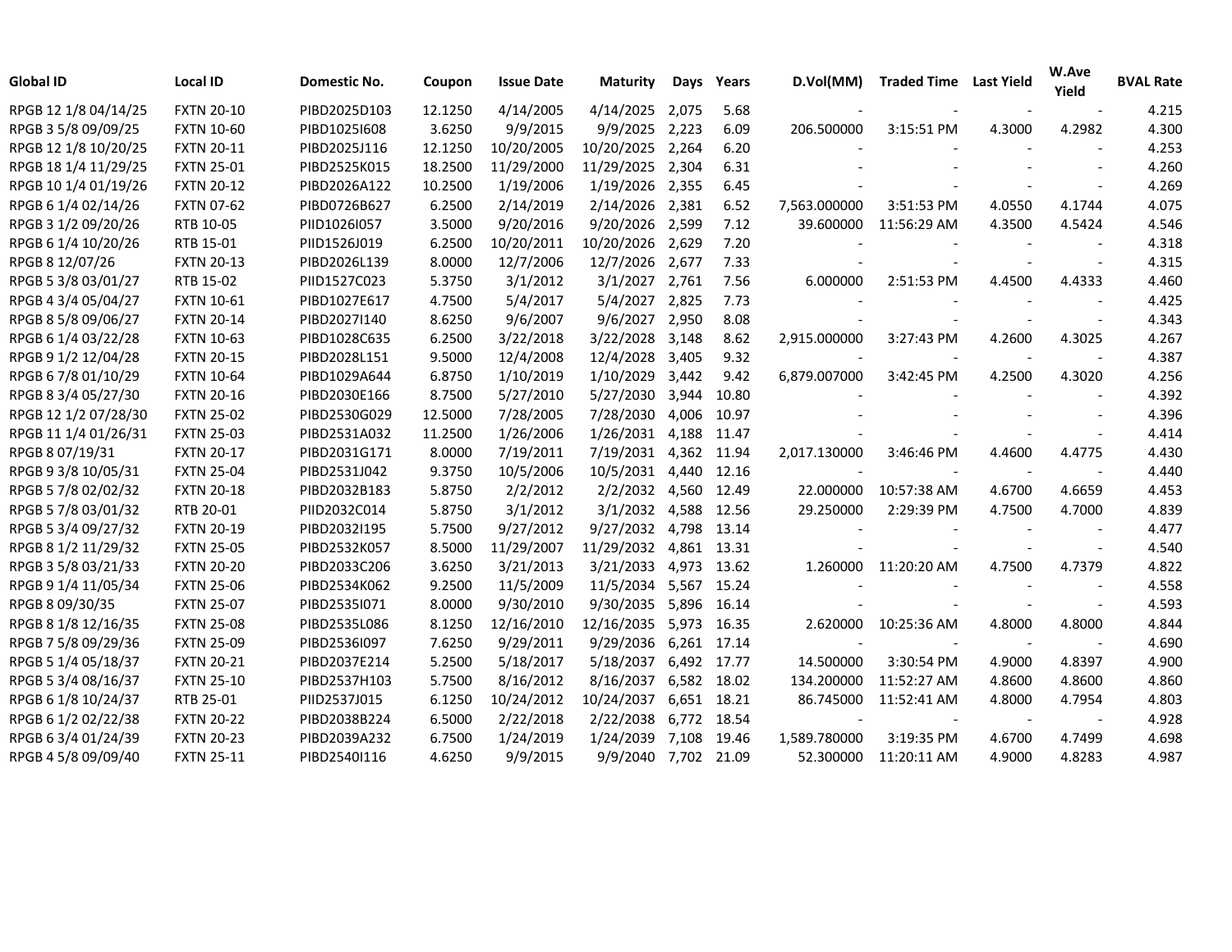| Global ID | Local ID | Domestic No. | Coupon | Issue Date | Maturity | Days | Years | D.Vol(MM) | Traded Time | Last Yield | W.Ave Yield | BVAL Rate |
|---|---|---|---|---|---|---|---|---|---|---|---|---|
| RPGB 12 1/8 04/14/25 | FXTN 20-10 | PIBD2025D103 | 12.1250 | 4/14/2005 | 4/14/2025 | 2,075 | 5.68 | - | - | - | - | 4.215 |
| RPGB 3 5/8 09/09/25 | FXTN 10-60 | PIBD1025I608 | 3.6250 | 9/9/2015 | 9/9/2025 | 2,223 | 6.09 | 206.500000 | 3:15:51 PM | 4.3000 | 4.2982 | 4.300 |
| RPGB 12 1/8 10/20/25 | FXTN 20-11 | PIBD2025J116 | 12.1250 | 10/20/2005 | 10/20/2025 | 2,264 | 6.20 | - | - | - | - | 4.253 |
| RPGB 18 1/4 11/29/25 | FXTN 25-01 | PIBD2525K015 | 18.2500 | 11/29/2000 | 11/29/2025 | 2,304 | 6.31 | - | - | - | - | 4.260 |
| RPGB 10 1/4 01/19/26 | FXTN 20-12 | PIBD2026A122 | 10.2500 | 1/19/2006 | 1/19/2026 | 2,355 | 6.45 | - | - | - | - | 4.269 |
| RPGB 6 1/4 02/14/26 | FXTN 07-62 | PIBD0726B627 | 6.2500 | 2/14/2019 | 2/14/2026 | 2,381 | 6.52 | 7,563.000000 | 3:51:53 PM | 4.0550 | 4.1744 | 4.075 |
| RPGB 3 1/2 09/20/26 | RTB 10-05 | PIID1026I057 | 3.5000 | 9/20/2016 | 9/20/2026 | 2,599 | 7.12 | 39.600000 | 11:56:29 AM | 4.3500 | 4.5424 | 4.546 |
| RPGB 6 1/4 10/20/26 | RTB 15-01 | PIID1526J019 | 6.2500 | 10/20/2011 | 10/20/2026 | 2,629 | 7.20 | - | - | - | - | 4.318 |
| RPGB 8 12/07/26 | FXTN 20-13 | PIBD2026L139 | 8.0000 | 12/7/2006 | 12/7/2026 | 2,677 | 7.33 | - | - | - | - | 4.315 |
| RPGB 5 3/8 03/01/27 | RTB 15-02 | PIID1527C023 | 5.3750 | 3/1/2012 | 3/1/2027 | 2,761 | 7.56 | 6.000000 | 2:51:53 PM | 4.4500 | 4.4333 | 4.460 |
| RPGB 4 3/4 05/04/27 | FXTN 10-61 | PIBD1027E617 | 4.7500 | 5/4/2017 | 5/4/2027 | 2,825 | 7.73 | - | - | - | - | 4.425 |
| RPGB 8 5/8 09/06/27 | FXTN 20-14 | PIBD2027I140 | 8.6250 | 9/6/2007 | 9/6/2027 | 2,950 | 8.08 | - | - | - | - | 4.343 |
| RPGB 6 1/4 03/22/28 | FXTN 10-63 | PIBD1028C635 | 6.2500 | 3/22/2018 | 3/22/2028 | 3,148 | 8.62 | 2,915.000000 | 3:27:43 PM | 4.2600 | 4.3025 | 4.267 |
| RPGB 9 1/2 12/04/28 | FXTN 20-15 | PIBD2028L151 | 9.5000 | 12/4/2008 | 12/4/2028 | 3,405 | 9.32 | - | - | - | - | 4.387 |
| RPGB 6 7/8 01/10/29 | FXTN 10-64 | PIBD1029A644 | 6.8750 | 1/10/2019 | 1/10/2029 | 3,442 | 9.42 | 6,879.007000 | 3:42:45 PM | 4.2500 | 4.3020 | 4.256 |
| RPGB 8 3/4 05/27/30 | FXTN 20-16 | PIBD2030E166 | 8.7500 | 5/27/2010 | 5/27/2030 | 3,944 | 10.80 | - | - | - | - | 4.392 |
| RPGB 12 1/2 07/28/30 | FXTN 25-02 | PIBD2530G029 | 12.5000 | 7/28/2005 | 7/28/2030 | 4,006 | 10.97 | - | - | - | - | 4.396 |
| RPGB 11 1/4 01/26/31 | FXTN 25-03 | PIBD2531A032 | 11.2500 | 1/26/2006 | 1/26/2031 | 4,188 | 11.47 | - | - | - | - | 4.414 |
| RPGB 8 07/19/31 | FXTN 20-17 | PIBD2031G171 | 8.0000 | 7/19/2011 | 7/19/2031 | 4,362 | 11.94 | 2,017.130000 | 3:46:46 PM | 4.4600 | 4.4775 | 4.430 |
| RPGB 9 3/8 10/05/31 | FXTN 25-04 | PIBD2531J042 | 9.3750 | 10/5/2006 | 10/5/2031 | 4,440 | 12.16 | - | - | - | - | 4.440 |
| RPGB 5 7/8 02/02/32 | FXTN 20-18 | PIBD2032B183 | 5.8750 | 2/2/2012 | 2/2/2032 | 4,560 | 12.49 | 22.000000 | 10:57:38 AM | 4.6700 | 4.6659 | 4.453 |
| RPGB 5 7/8 03/01/32 | RTB 20-01 | PIID2032C014 | 5.8750 | 3/1/2012 | 3/1/2032 | 4,588 | 12.56 | 29.250000 | 2:29:39 PM | 4.7500 | 4.7000 | 4.839 |
| RPGB 5 3/4 09/27/32 | FXTN 20-19 | PIBD2032I195 | 5.7500 | 9/27/2012 | 9/27/2032 | 4,798 | 13.14 | - | - | - | - | 4.477 |
| RPGB 8 1/2 11/29/32 | FXTN 25-05 | PIBD2532K057 | 8.5000 | 11/29/2007 | 11/29/2032 | 4,861 | 13.31 | - | - | - | - | 4.540 |
| RPGB 3 5/8 03/21/33 | FXTN 20-20 | PIBD2033C206 | 3.6250 | 3/21/2013 | 3/21/2033 | 4,973 | 13.62 | 1.260000 | 11:20:20 AM | 4.7500 | 4.7379 | 4.822 |
| RPGB 9 1/4 11/05/34 | FXTN 25-06 | PIBD2534K062 | 9.2500 | 11/5/2009 | 11/5/2034 | 5,567 | 15.24 | - | - | - | - | 4.558 |
| RPGB 8 09/30/35 | FXTN 25-07 | PIBD2535I071 | 8.0000 | 9/30/2010 | 9/30/2035 | 5,896 | 16.14 | - | - | - | - | 4.593 |
| RPGB 8 1/8 12/16/35 | FXTN 25-08 | PIBD2535L086 | 8.1250 | 12/16/2010 | 12/16/2035 | 5,973 | 16.35 | 2.620000 | 10:25:36 AM | 4.8000 | 4.8000 | 4.844 |
| RPGB 7 5/8 09/29/36 | FXTN 25-09 | PIBD2536I097 | 7.6250 | 9/29/2011 | 9/29/2036 | 6,261 | 17.14 | - | - | - | - | 4.690 |
| RPGB 5 1/4 05/18/37 | FXTN 20-21 | PIBD2037E214 | 5.2500 | 5/18/2017 | 5/18/2037 | 6,492 | 17.77 | 14.500000 | 3:30:54 PM | 4.9000 | 4.8397 | 4.900 |
| RPGB 5 3/4 08/16/37 | FXTN 25-10 | PIBD2537H103 | 5.7500 | 8/16/2012 | 8/16/2037 | 6,582 | 18.02 | 134.200000 | 11:52:27 AM | 4.8600 | 4.8600 | 4.860 |
| RPGB 6 1/8 10/24/37 | RTB 25-01 | PIID2537J015 | 6.1250 | 10/24/2012 | 10/24/2037 | 6,651 | 18.21 | 86.745000 | 11:52:41 AM | 4.8000 | 4.7954 | 4.803 |
| RPGB 6 1/2 02/22/38 | FXTN 20-22 | PIBD2038B224 | 6.5000 | 2/22/2018 | 2/22/2038 | 6,772 | 18.54 | - | - | - | - | 4.928 |
| RPGB 6 3/4 01/24/39 | FXTN 20-23 | PIBD2039A232 | 6.7500 | 1/24/2019 | 1/24/2039 | 7,108 | 19.46 | 1,589.780000 | 3:19:35 PM | 4.6700 | 4.7499 | 4.698 |
| RPGB 4 5/8 09/09/40 | FXTN 25-11 | PIBD2540I116 | 4.6250 | 9/9/2015 | 9/9/2040 | 7,702 | 21.09 | 52.300000 | 11:20:11 AM | 4.9000 | 4.8283 | 4.987 |